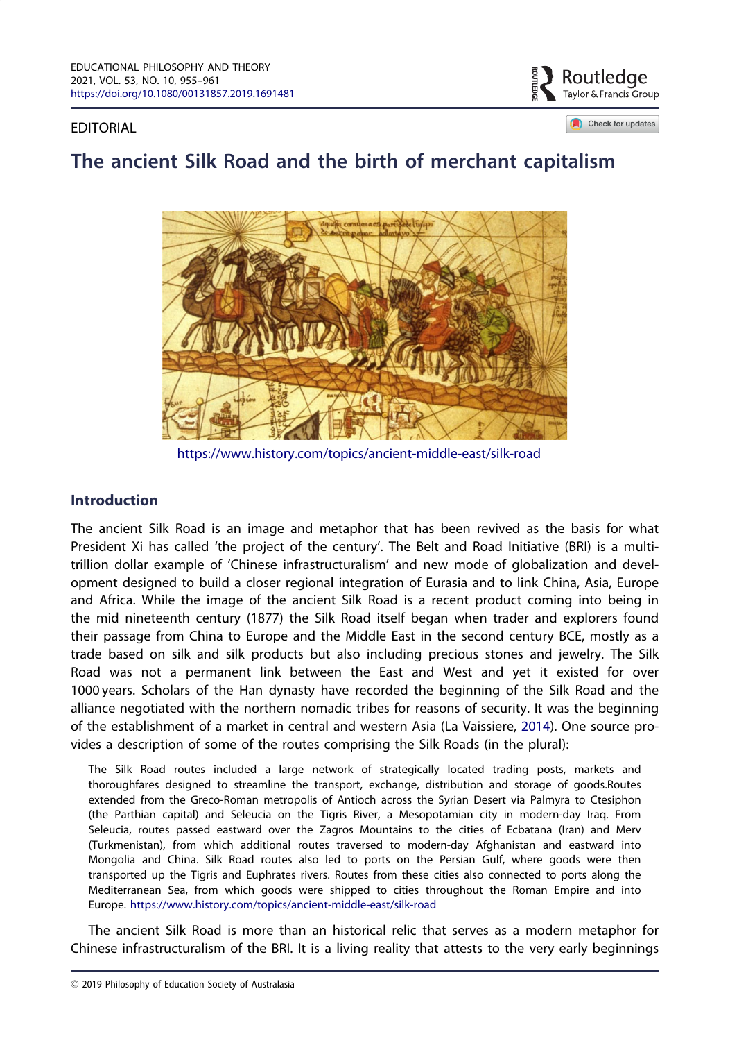EDITORIAL

# The ancient Silk Road and the birth of merchant capitalism

https://www.history.com/topics/ancient-middle-east/silk-road

## Introduction

The ancient Silk Road is an image and metaphor that has been revived as the basis for what President Xi has called 'the project of the century'. The Belt and Road Initiative (BRI) is a multi-trillion dollar example of 'Chinese infrastructuralism' and new mode of globalization and development designed to build a closer regional integration of Eurasia and to link China, Asia, Europe and Africa. While the image of the ancient Silk Road is a recent product coming into being in the mid nineteenth century (1877) the Silk Road itself began when trader and explorers found their passage from China to Europe and the Middle East in the second century BCE, mostly as a trade based on silk and silk products but also including precious stones and jewelry. The Silk Road was not a permanent link between the East and West and yet it existed for over 1000 years. Scholars of the Han dynasty have recorded the beginning of the Silk Road and the alliance negotiated with the northern nomadic tribes for reasons of security. It was the beginning of the establishment of a market in central and western Asia (La Vaissiere, 2014). One source provides a description of some of the routes comprising the Silk Roads (in the plural):

> The Silk Road routes included a large network of strategically located trading posts, markets and thoroughfares designed to streamline the transport, exchange, distribution and storage of goods.Routes extended from the Greco-Roman metropolis of Antioch across the Syrian Desert via Palmyra to Ctesiphon (the Parthian capital) and Seleucia on the Tigris River, a Mesopotamian city in modern-day Iraq. From Seleucia, routes passed eastward over the Zagros Mountains to the cities of Ecbatana (Iran) and Merv (Turkmenistan), from which additional routes traversed to modern-day Afghanistan and eastward into Mongolia and China. Silk Road routes also led to ports on the Persian Gulf, where goods were then transported up the Tigris and Euphrates rivers. Routes from these cities also connected to ports along the Mediterranean Sea, from which goods were shipped to cities throughout the Roman Empire and into Europe. https://www.history.com/topics/ancient-middle-east/silk-road

The ancient Silk Road is more than an historical relic that serves as a modern metaphor for Chinese infrastructuralism of the BRI. It is a living reality that attests to the very early beginnings

© 2019 Philosophy of Education Society of Australasia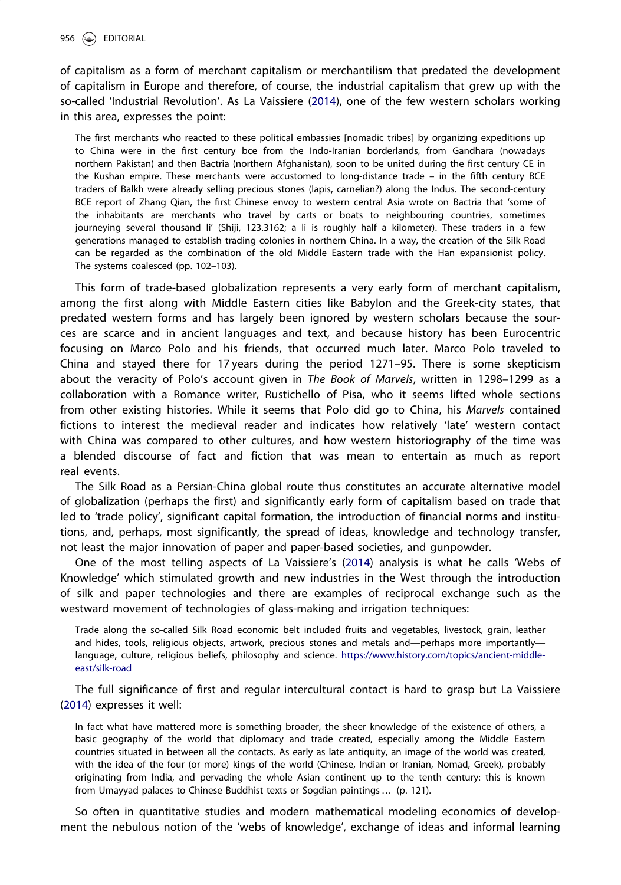of capitalism as a form of merchant capitalism or merchantilism that predated the development of capitalism in Europe and therefore, of course, the industrial capitalism that grew up with the so-called 'Industrial Revolution'. As La Vaissiere (2014), one of the few western scholars working in this area, expresses the point:

> The first merchants who reacted to these political embassies [nomadic tribes] by organizing expeditions up to China were in the first century bce from the Indo-Iranian borderlands, from Gandhara (nowadays northern Pakistan) and then Bactria (northern Afghanistan), soon to be united during the first century CE in the Kushan empire. These merchants were accustomed to long-distance trade – in the fifth century BCE traders of Balkh were already selling precious stones (lapis, carnelian?) along the Indus. The second-century BCE report of Zhang Qian, the first Chinese envoy to western central Asia wrote on Bactria that 'some of the inhabitants are merchants who travel by carts or boats to neighbouring countries, sometimes journeying several thousand li' (Shiji, 123.3162; a li is roughly half a kilometer). These traders in a few generations managed to establish trading colonies in northern China. In a way, the creation of the Silk Road can be regarded as the combination of the old Middle Eastern trade with the Han expansionist policy. The systems coalesced (pp. 102–103).

This form of trade-based globalization represents a very early form of merchant capitalism, among the first along with Middle Eastern cities like Babylon and the Greek-city states, that predated western forms and has largely been ignored by western scholars because the sources are scarce and in ancient languages and text, and because history has been Eurocentric focusing on Marco Polo and his friends, that occurred much later. Marco Polo traveled to China and stayed there for 17 years during the period 1271–95. There is some skepticism about the veracity of Polo's account given in *The Book of Marvels*, written in 1298–1299 as a collaboration with a Romance writer, Rustichello of Pisa, who it seems lifted whole sections from other existing histories. While it seems that Polo did go to China, his *Marvels* contained fictions to interest the medieval reader and indicates how relatively 'late' western contact with China was compared to other cultures, and how western historiography of the time was a blended discourse of fact and fiction that was mean to entertain as much as report real events.

The Silk Road as a Persian-China global route thus constitutes an accurate alternative model of globalization (perhaps the first) and significantly early form of capitalism based on trade that led to 'trade policy', significant capital formation, the introduction of financial norms and institutions, and, perhaps, most significantly, the spread of ideas, knowledge and technology transfer, not least the major innovation of paper and paper-based societies, and gunpowder.

One of the most telling aspects of La Vaissiere's (2014) analysis is what he calls 'Webs of Knowledge' which stimulated growth and new industries in the West through the introduction of silk and paper technologies and there are examples of reciprocal exchange such as the westward movement of technologies of glass-making and irrigation techniques:

> Trade along the so-called Silk Road economic belt included fruits and vegetables, livestock, grain, leather and hides, tools, religious objects, artwork, precious stones and metals and—perhaps more importantly—language, culture, religious beliefs, philosophy and science. https://www.history.com/topics/ancient-middle-east/silk-road

The full significance of first and regular intercultural contact is hard to grasp but La Vaissiere (2014) expresses it well:

> In fact what have mattered more is something broader, the sheer knowledge of the existence of others, a basic geography of the world that diplomacy and trade created, especially among the Middle Eastern countries situated in between all the contacts. As early as late antiquity, an image of the world was created, with the idea of the four (or more) kings of the world (Chinese, Indian or Iranian, Nomad, Greek), probably originating from India, and pervading the whole Asian continent up to the tenth century: this is known from Umayyad palaces to Chinese Buddhist texts or Sogdian paintings … (p. 121).

So often in quantitative studies and modern mathematical modeling economics of development the nebulous notion of the 'webs of knowledge', exchange of ideas and informal learning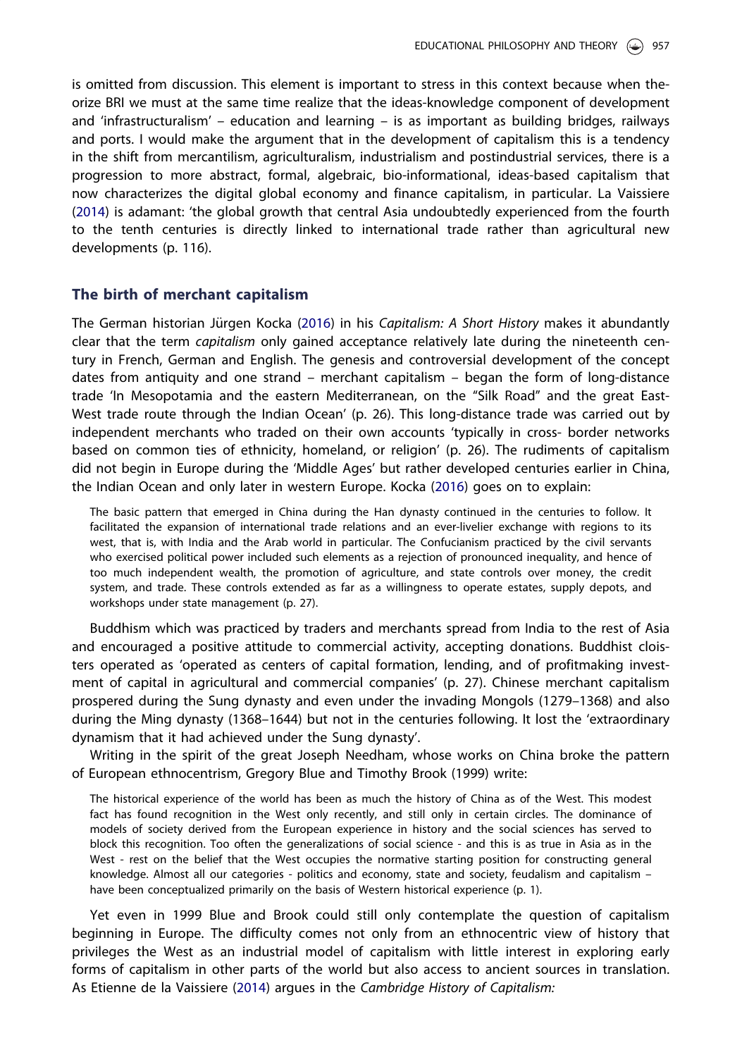is omitted from discussion. This element is important to stress in this context because when theorize BRI we must at the same time realize that the ideas-knowledge component of development and 'infrastructuralism' – education and learning – is as important as building bridges, railways and ports. I would make the argument that in the development of capitalism this is a tendency in the shift from mercantilism, agriculturalism, industrialism and postindustrial services, there is a progression to more abstract, formal, algebraic, bio-informational, ideas-based capitalism that now characterizes the digital global economy and finance capitalism, in particular. La Vaissiere (2014) is adamant: 'the global growth that central Asia undoubtedly experienced from the fourth to the tenth centuries is directly linked to international trade rather than agricultural new developments (p. 116).

## The birth of merchant capitalism

The German historian Jürgen Kocka (2016) in his *Capitalism: A Short History* makes it abundantly clear that the term *capitalism* only gained acceptance relatively late during the nineteenth century in French, German and English. The genesis and controversial development of the concept dates from antiquity and one strand – merchant capitalism – began the form of long-distance trade 'In Mesopotamia and the eastern Mediterranean, on the "Silk Road" and the great East-West trade route through the Indian Ocean' (p. 26). This long-distance trade was carried out by independent merchants who traded on their own accounts 'typically in cross- border networks based on common ties of ethnicity, homeland, or religion' (p. 26). The rudiments of capitalism did not begin in Europe during the 'Middle Ages' but rather developed centuries earlier in China, the Indian Ocean and only later in western Europe. Kocka (2016) goes on to explain:

> The basic pattern that emerged in China during the Han dynasty continued in the centuries to follow. It facilitated the expansion of international trade relations and an ever-livelier exchange with regions to its west, that is, with India and the Arab world in particular. The Confucianism practiced by the civil servants who exercised political power included such elements as a rejection of pronounced inequality, and hence of too much independent wealth, the promotion of agriculture, and state controls over money, the credit system, and trade. These controls extended as far as a willingness to operate estates, supply depots, and workshops under state management (p. 27).

Buddhism which was practiced by traders and merchants spread from India to the rest of Asia and encouraged a positive attitude to commercial activity, accepting donations. Buddhist cloisters operated as 'operated as centers of capital formation, lending, and of profitmaking investment of capital in agricultural and commercial companies' (p. 27). Chinese merchant capitalism prospered during the Sung dynasty and even under the invading Mongols (1279–1368) and also during the Ming dynasty (1368–1644) but not in the centuries following. It lost the 'extraordinary dynamism that it had achieved under the Sung dynasty'.

Writing in the spirit of the great Joseph Needham, whose works on China broke the pattern of European ethnocentrism, Gregory Blue and Timothy Brook (1999) write:

> The historical experience of the world has been as much the history of China as of the West. This modest fact has found recognition in the West only recently, and still only in certain circles. The dominance of models of society derived from the European experience in history and the social sciences has served to block this recognition. Too often the generalizations of social science - and this is as true in Asia as in the West - rest on the belief that the West occupies the normative starting position for constructing general knowledge. Almost all our categories - politics and economy, state and society, feudalism and capitalism – have been conceptualized primarily on the basis of Western historical experience (p. 1).

Yet even in 1999 Blue and Brook could still only contemplate the question of capitalism beginning in Europe. The difficulty comes not only from an ethnocentric view of history that privileges the West as an industrial model of capitalism with little interest in exploring early forms of capitalism in other parts of the world but also access to ancient sources in translation. As Etienne de la Vaissiere (2014) argues in the *Cambridge History of Capitalism:*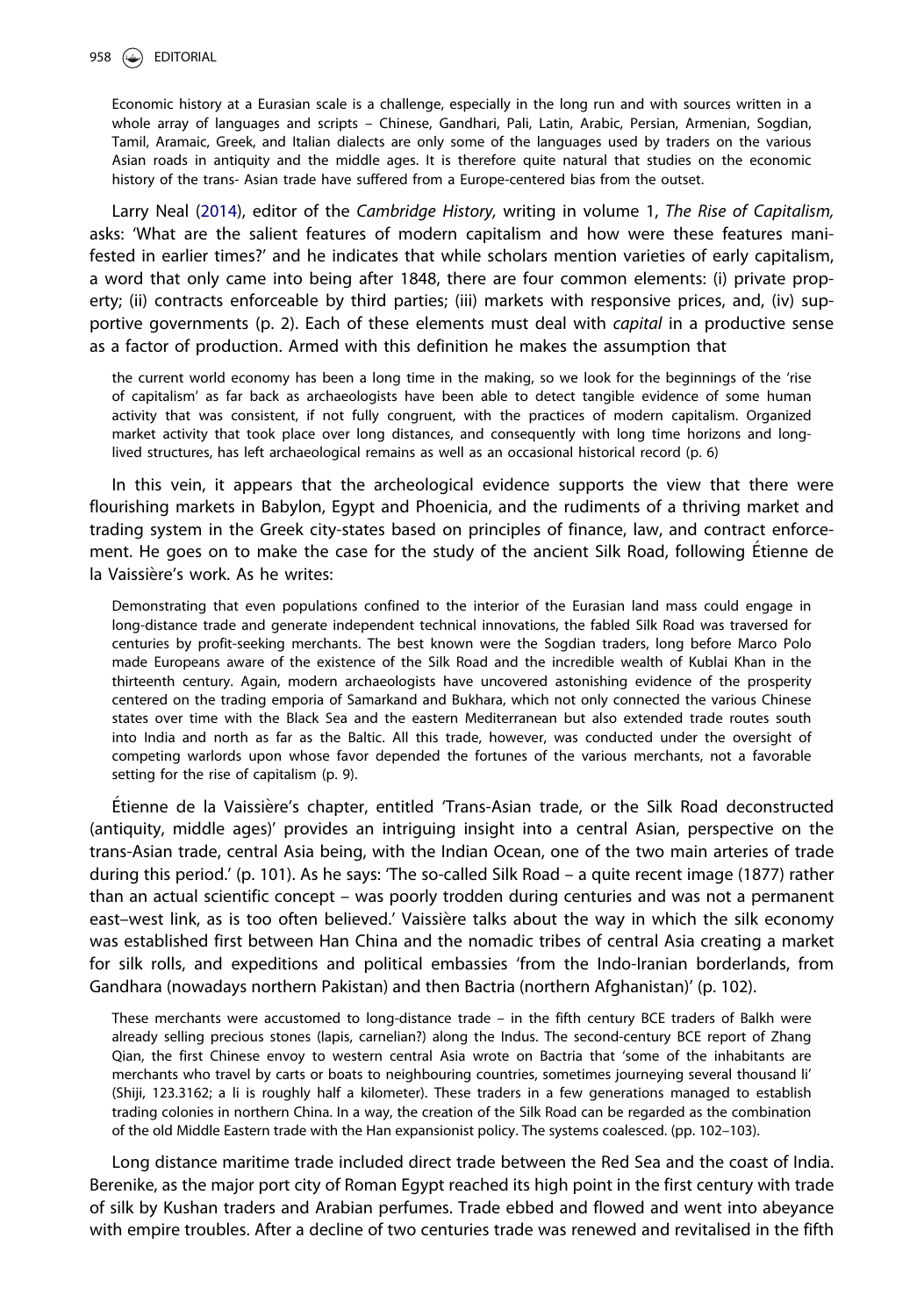Economic history at a Eurasian scale is a challenge, especially in the long run and with sources written in a whole array of languages and scripts – Chinese, Gandhari, Pali, Latin, Arabic, Persian, Armenian, Sogdian, Tamil, Aramaic, Greek, and Italian dialects are only some of the languages used by traders on the various Asian roads in antiquity and the middle ages. It is therefore quite natural that studies on the economic history of the trans- Asian trade have suffered from a Europe-centered bias from the outset.

Larry Neal (2014), editor of the *Cambridge History,* writing in volume 1, *The Rise of Capitalism,* asks: 'What are the salient features of modern capitalism and how were these features manifested in earlier times?' and he indicates that while scholars mention varieties of early capitalism, a word that only came into being after 1848, there are four common elements: (i) private property; (ii) contracts enforceable by third parties; (iii) markets with responsive prices, and, (iv) supportive governments (p. 2). Each of these elements must deal with *capital* in a productive sense as a factor of production. Armed with this definition he makes the assumption that

> the current world economy has been a long time in the making, so we look for the beginnings of the 'rise of capitalism' as far back as archaeologists have been able to detect tangible evidence of some human activity that was consistent, if not fully congruent, with the practices of modern capitalism. Organized market activity that took place over long distances, and consequently with long time horizons and long-lived structures, has left archaeological remains as well as an occasional historical record (p. 6)

In this vein, it appears that the archeological evidence supports the view that there were flourishing markets in Babylon, Egypt and Phoenicia, and the rudiments of a thriving market and trading system in the Greek city-states based on principles of finance, law, and contract enforcement. He goes on to make the case for the study of the ancient Silk Road, following Étienne de la Vaissière's work. As he writes:

> Demonstrating that even populations confined to the interior of the Eurasian land mass could engage in long-distance trade and generate independent technical innovations, the fabled Silk Road was traversed for centuries by profit-seeking merchants. The best known were the Sogdian traders, long before Marco Polo made Europeans aware of the existence of the Silk Road and the incredible wealth of Kublai Khan in the thirteenth century. Again, modern archaeologists have uncovered astonishing evidence of the prosperity centered on the trading emporia of Samarkand and Bukhara, which not only connected the various Chinese states over time with the Black Sea and the eastern Mediterranean but also extended trade routes south into India and north as far as the Baltic. All this trade, however, was conducted under the oversight of competing warlords upon whose favor depended the fortunes of the various merchants, not a favorable setting for the rise of capitalism (p. 9).

Étienne de la Vaissière's chapter, entitled 'Trans-Asian trade, or the Silk Road deconstructed (antiquity, middle ages)' provides an intriguing insight into a central Asian, perspective on the trans-Asian trade, central Asia being, with the Indian Ocean, one of the two main arteries of trade during this period.' (p. 101). As he says: 'The so-called Silk Road – a quite recent image (1877) rather than an actual scientific concept – was poorly trodden during centuries and was not a permanent east–west link, as is too often believed.' Vaissière talks about the way in which the silk economy was established first between Han China and the nomadic tribes of central Asia creating a market for silk rolls, and expeditions and political embassies 'from the Indo-Iranian borderlands, from Gandhara (nowadays northern Pakistan) and then Bactria (northern Afghanistan)' (p. 102).

> These merchants were accustomed to long-distance trade – in the fifth century BCE traders of Balkh were already selling precious stones (lapis, carnelian?) along the Indus. The second-century BCE report of Zhang Qian, the first Chinese envoy to western central Asia wrote on Bactria that 'some of the inhabitants are merchants who travel by carts or boats to neighbouring countries, sometimes journeying several thousand li' (Shiji, 123.3162; a li is roughly half a kilometer). These traders in a few generations managed to establish trading colonies in northern China. In a way, the creation of the Silk Road can be regarded as the combination of the old Middle Eastern trade with the Han expansionist policy. The systems coalesced. (pp. 102–103).

Long distance maritime trade included direct trade between the Red Sea and the coast of India. Berenike, as the major port city of Roman Egypt reached its high point in the first century with trade of silk by Kushan traders and Arabian perfumes. Trade ebbed and flowed and went into abeyance with empire troubles. After a decline of two centuries trade was renewed and revitalised in the fifth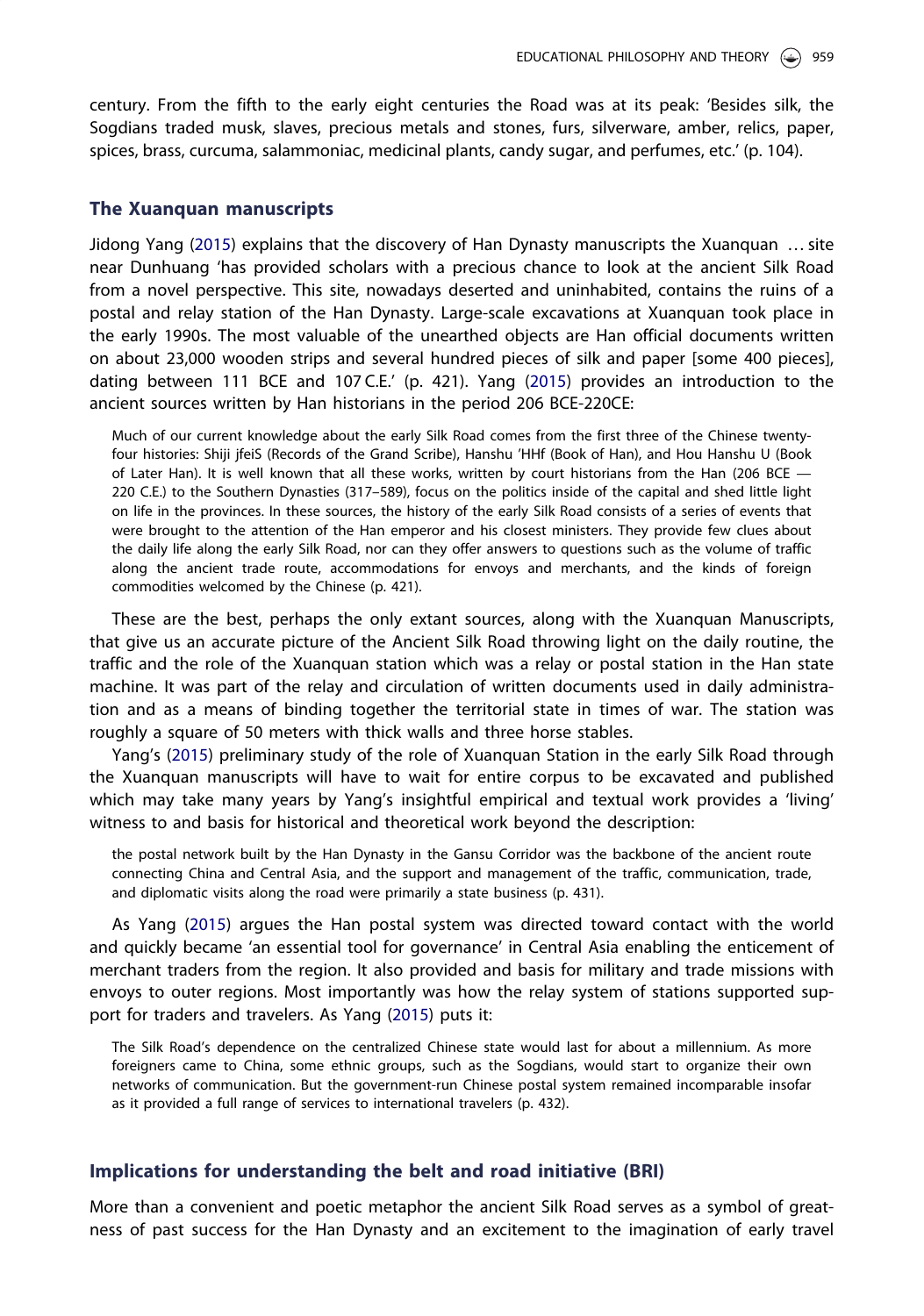century. From the fifth to the early eight centuries the Road was at its peak: 'Besides silk, the Sogdians traded musk, slaves, precious metals and stones, furs, silverware, amber, relics, paper, spices, brass, curcuma, salammoniac, medicinal plants, candy sugar, and perfumes, etc.' (p. 104).

## The Xuanquan manuscripts

Jidong Yang (2015) explains that the discovery of Han Dynasty manuscripts the Xuanquan … site near Dunhuang 'has provided scholars with a precious chance to look at the ancient Silk Road from a novel perspective. This site, nowadays deserted and uninhabited, contains the ruins of a postal and relay station of the Han Dynasty. Large-scale excavations at Xuanquan took place in the early 1990s. The most valuable of the unearthed objects are Han official documents written on about 23,000 wooden strips and several hundred pieces of silk and paper [some 400 pieces], dating between 111 BCE and 107 C.E.' (p. 421). Yang (2015) provides an introduction to the ancient sources written by Han historians in the period 206 BCE-220CE:

> Much of our current knowledge about the early Silk Road comes from the first three of the Chinese twenty-four histories: Shiji jfeiS (Records of the Grand Scribe), Hanshu 'HHf (Book of Han), and Hou Hanshu U (Book of Later Han). It is well known that all these works, written by court historians from the Han (206 BCE — 220 C.E.) to the Southern Dynasties (317–589), focus on the politics inside of the capital and shed little light on life in the provinces. In these sources, the history of the early Silk Road consists of a series of events that were brought to the attention of the Han emperor and his closest ministers. They provide few clues about the daily life along the early Silk Road, nor can they offer answers to questions such as the volume of traffic along the ancient trade route, accommodations for envoys and merchants, and the kinds of foreign commodities welcomed by the Chinese (p. 421).

These are the best, perhaps the only extant sources, along with the Xuanquan Manuscripts, that give us an accurate picture of the Ancient Silk Road throwing light on the daily routine, the traffic and the role of the Xuanquan station which was a relay or postal station in the Han state machine. It was part of the relay and circulation of written documents used in daily administration and as a means of binding together the territorial state in times of war. The station was roughly a square of 50 meters with thick walls and three horse stables.

Yang's (2015) preliminary study of the role of Xuanquan Station in the early Silk Road through the Xuanquan manuscripts will have to wait for entire corpus to be excavated and published which may take many years by Yang's insightful empirical and textual work provides a 'living' witness to and basis for historical and theoretical work beyond the description:

> the postal network built by the Han Dynasty in the Gansu Corridor was the backbone of the ancient route connecting China and Central Asia, and the support and management of the traffic, communication, trade, and diplomatic visits along the road were primarily a state business (p. 431).

As Yang (2015) argues the Han postal system was directed toward contact with the world and quickly became 'an essential tool for governance' in Central Asia enabling the enticement of merchant traders from the region. It also provided and basis for military and trade missions with envoys to outer regions. Most importantly was how the relay system of stations supported support for traders and travelers. As Yang (2015) puts it:

> The Silk Road's dependence on the centralized Chinese state would last for about a millennium. As more foreigners came to China, some ethnic groups, such as the Sogdians, would start to organize their own networks of communication. But the government-run Chinese postal system remained incomparable insofar as it provided a full range of services to international travelers (p. 432).

## Implications for understanding the belt and road initiative (BRI)

More than a convenient and poetic metaphor the ancient Silk Road serves as a symbol of greatness of past success for the Han Dynasty and an excitement to the imagination of early travel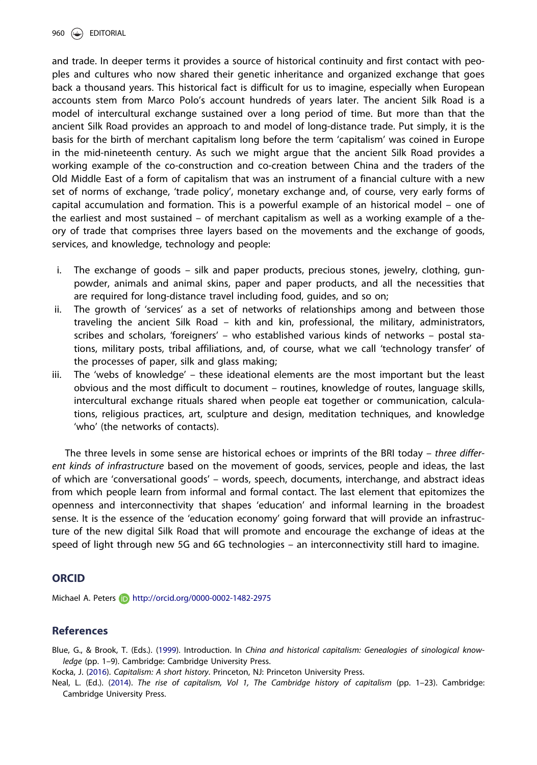and trade. In deeper terms it provides a source of historical continuity and first contact with peoples and cultures who now shared their genetic inheritance and organized exchange that goes back a thousand years. This historical fact is difficult for us to imagine, especially when European accounts stem from Marco Polo's account hundreds of years later. The ancient Silk Road is a model of intercultural exchange sustained over a long period of time. But more than that the ancient Silk Road provides an approach to and model of long-distance trade. Put simply, it is the basis for the birth of merchant capitalism long before the term 'capitalism' was coined in Europe in the mid-nineteenth century. As such we might argue that the ancient Silk Road provides a working example of the co-construction and co-creation between China and the traders of the Old Middle East of a form of capitalism that was an instrument of a financial culture with a new set of norms of exchange, 'trade policy', monetary exchange and, of course, very early forms of capital accumulation and formation. This is a powerful example of an historical model – one of the earliest and most sustained – of merchant capitalism as well as a working example of a theory of trade that comprises three layers based on the movements and the exchange of goods, services, and knowledge, technology and people:

i. The exchange of goods – silk and paper products, precious stones, jewelry, clothing, gunpowder, animals and animal skins, paper and paper products, and all the necessities that are required for long-distance travel including food, guides, and so on;
ii. The growth of 'services' as a set of networks of relationships among and between those traveling the ancient Silk Road – kith and kin, professional, the military, administrators, scribes and scholars, 'foreigners' – who established various kinds of networks – postal stations, military posts, tribal affiliations, and, of course, what we call 'technology transfer' of the processes of paper, silk and glass making;
iii. The 'webs of knowledge' – these ideational elements are the most important but the least obvious and the most difficult to document – routines, knowledge of routes, language skills, intercultural exchange rituals shared when people eat together or communication, calculations, religious practices, art, sculpture and design, meditation techniques, and knowledge 'who' (the networks of contacts).

The three levels in some sense are historical echoes or imprints of the BRI today – *three different kinds of infrastructure* based on the movement of goods, services, people and ideas, the last of which are 'conversational goods' – words, speech, documents, interchange, and abstract ideas from which people learn from informal and formal contact. The last element that epitomizes the openness and interconnectivity that shapes 'education' and informal learning in the broadest sense. It is the essence of the 'education economy' going forward that will provide an infrastructure of the new digital Silk Road that will promote and encourage the exchange of ideas at the speed of light through new 5G and 6G technologies – an interconnectivity still hard to imagine.

## ORCID

Michael A. Peters http://orcid.org/0000-0002-1482-2975

## References

Blue, G., & Brook, T. (Eds.). (1999). Introduction. In *China and historical capitalism: Genealogies of sinological knowledge* (pp. 1–9). Cambridge: Cambridge University Press.

Kocka, J. (2016). *Capitalism: A short history*. Princeton, NJ: Princeton University Press.

Neal, L. (Ed.). (2014). *The rise of capitalism, Vol 1, The Cambridge history of capitalism* (pp. 1–23). Cambridge: Cambridge University Press.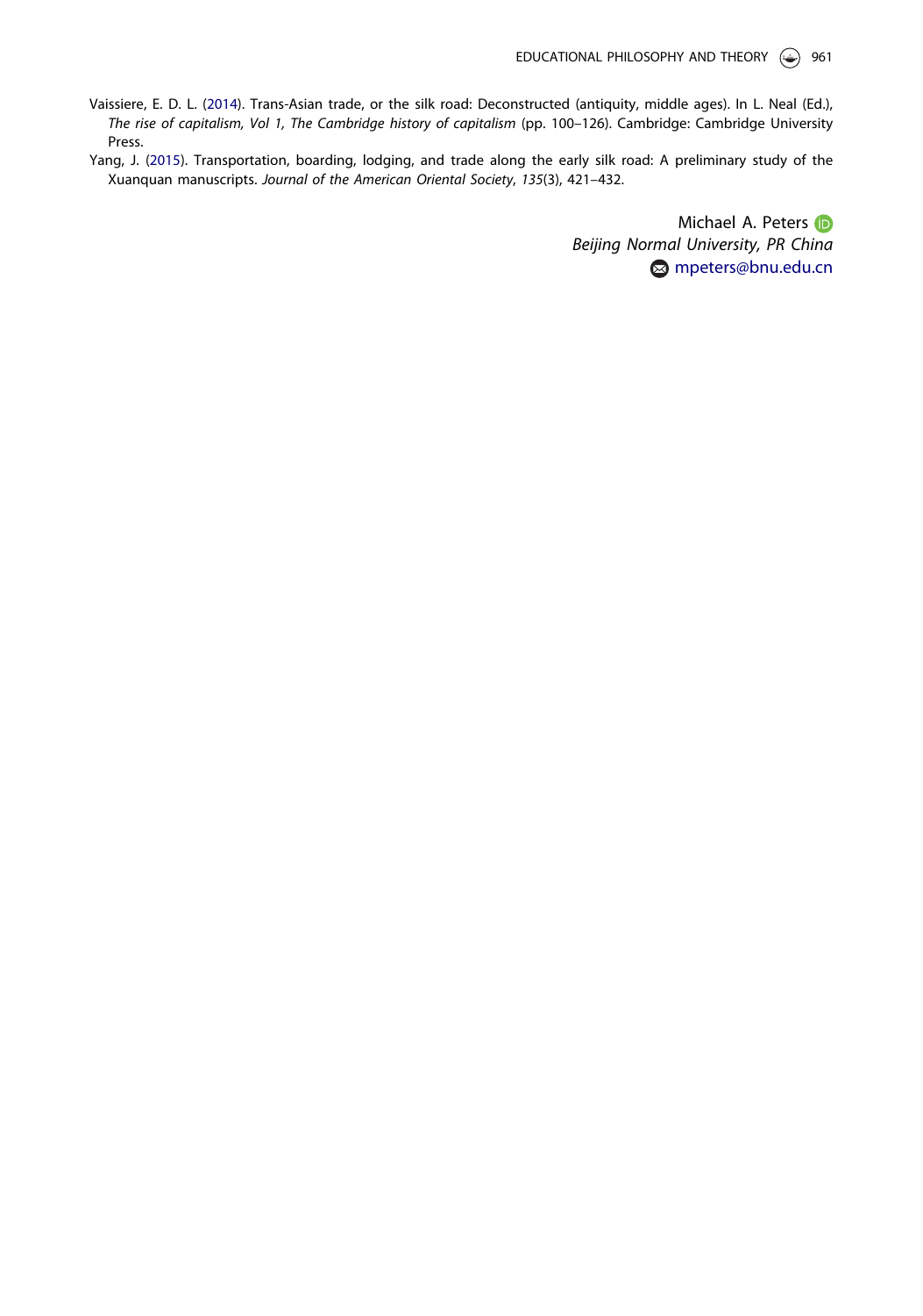Vaissiere, E. D. L. (2014). Trans-Asian trade, or the silk road: Deconstructed (antiquity, middle ages). In L. Neal (Ed.), *The rise of capitalism, Vol 1, The Cambridge history of capitalism* (pp. 100–126). Cambridge: Cambridge University Press.

Yang, J. (2015). Transportation, boarding, lodging, and trade along the early silk road: A preliminary study of the Xuanquan manuscripts. *Journal of the American Oriental Society*, *135*(3), 421–432.

Michael A. Peters
*Beijing Normal University, PR China*
mpeters@bnu.edu.cn